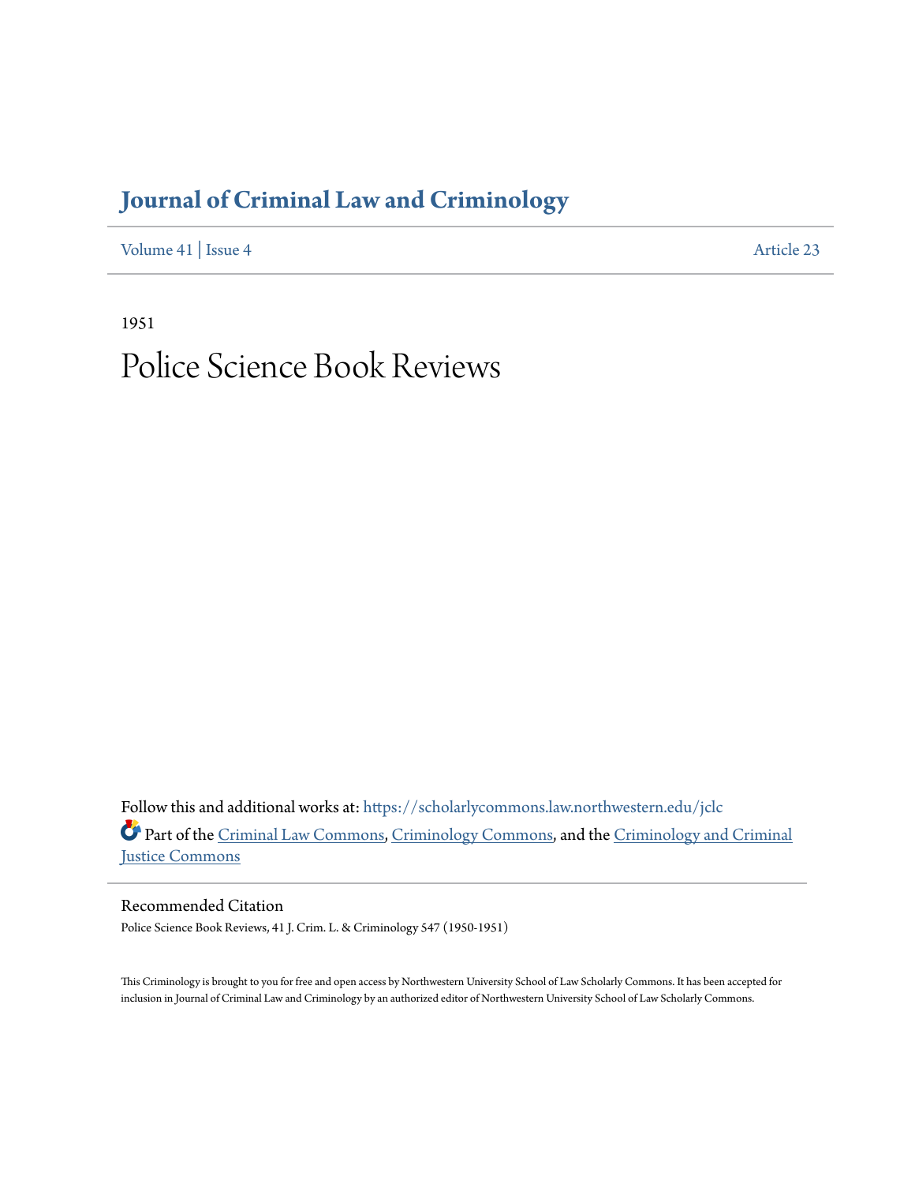# Journal of Criminal Law and Criminology

Volume 41 | Issue 4 Article 23

1951

# Police Science Book Reviews

Follow this and additional works at: https://scholarlycommons.law.northwestern.edu/jclc

Part of the Criminal Law Commons, Criminology Commons, and the Criminology and Criminal Justice Commons

## Recommended Citation

Police Science Book Reviews, 41 J. Crim. L. & Criminology 547 (1950-1951)

This Criminology is brought to you for free and open access by Northwestern University School of Law Scholarly Commons. It has been accepted for inclusion in Journal of Criminal Law and Criminology by an authorized editor of Northwestern University School of Law Scholarly Commons.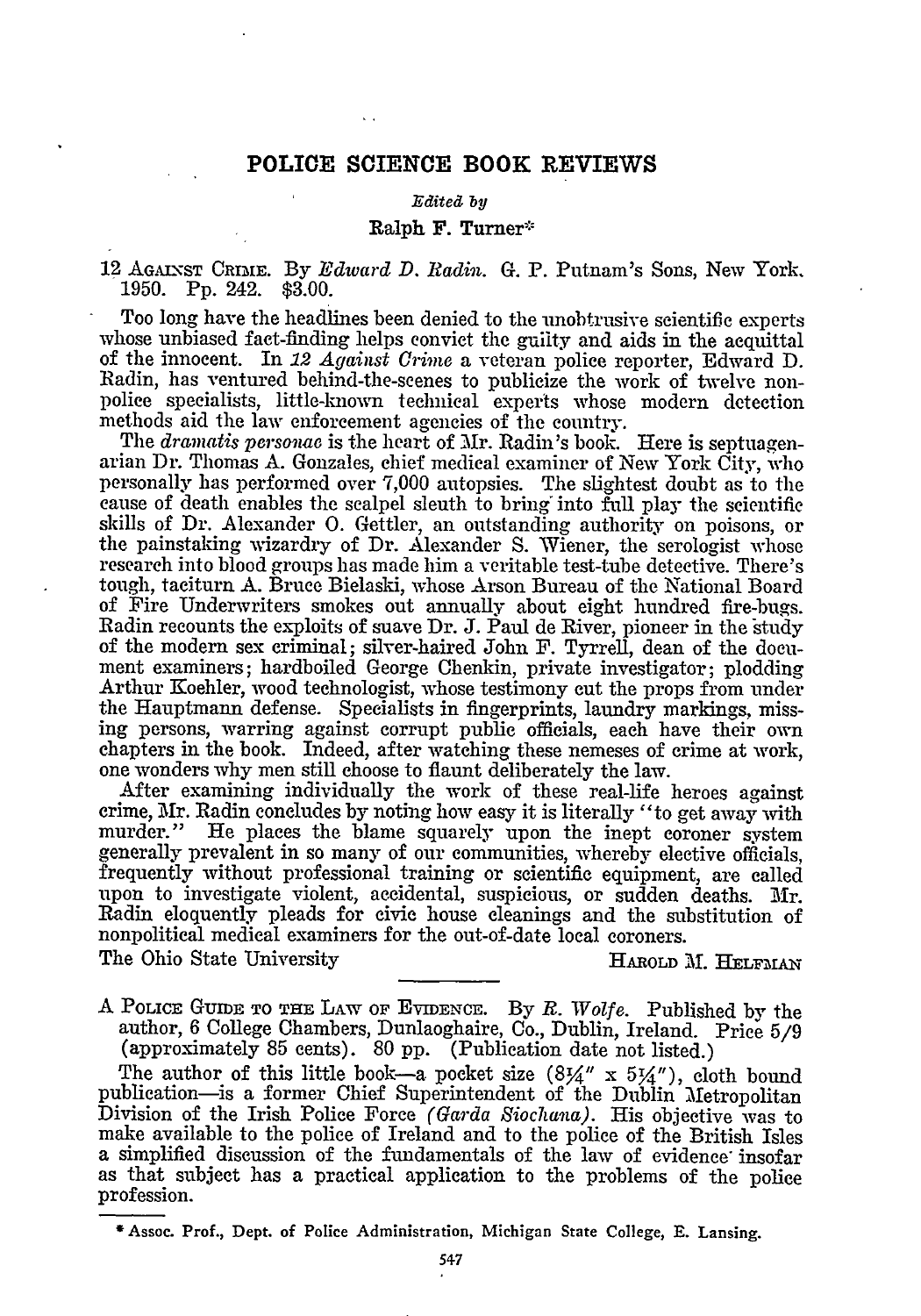# POLICE SCIENCE BOOK REVIEWS

*Edited by*

**Ralph F. Turner***

12 AGAINST CRIME. By *Edward D. Radin*. G. P. Putnam's Sons, New York. 1950. Pp. 242. $3.00.

Too long have the headlines been denied to the unobtrusive scientific experts whose unbiased fact-finding helps convict the guilty and aids in the acquittal of the innocent. In *12 Against Crime* a veteran police reporter, Edward D. Radin, has ventured behind-the-scenes to publicize the work of twelve non-police specialists, little-known technical experts whose modern detection methods aid the law enforcement agencies of the country.

The *dramatis personae* is the heart of Mr. Radin's book. Here is septuagenarian Dr. Thomas A. Gonzales, chief medical examiner of New York City, who personally has performed over 7,000 autopsies. The slightest doubt as to the cause of death enables the scalpel sleuth to bring into full play the scientific skills of Dr. Alexander O. Gettler, an outstanding authority on poisons, or the painstaking wizardry of Dr. Alexander S. Wiener, the serologist whose research into blood groups has made him a veritable test-tube detective. There's tough, taciturn A. Bruce Bielaski, whose Arson Bureau of the National Board of Fire Underwriters smokes out annually about eight hundred fire-bugs. Radin recounts the exploits of suave Dr. J. Paul de River, pioneer in the study of the modern sex criminal; silver-haired John F. Tyrrell, dean of the document examiners; hardboiled George Chenkin, private investigator; plodding Arthur Koehler, wood technologist, whose testimony cut the props from under the Hauptmann defense. Specialists in fingerprints, laundry markings, missing persons, warring against corrupt public officials, each have their own chapters in the book. Indeed, after watching these nemeses of crime at work, one wonders why men still choose to flaunt deliberately the law.

After examining individually the work of these real-life heroes against crime, Mr. Radin concludes by noting how easy it is literally "to get away with murder." He places the blame squarely upon the inept coroner system generally prevalent in so many of our communities, whereby elective officials, frequently without professional training or scientific equipment, are called upon to investigate violent, accidental, suspicious, or sudden deaths. Mr. Radin eloquently pleads for civic house cleanings and the substitution of nonpolitical medical examiners for the out-of-date local coroners.

The Ohio State University — HAROLD M. HELFMAN

---

A POLICE GUIDE TO THE LAW OF EVIDENCE. By *R. Wolfe*. Published by the author, 6 College Chambers, Dunlaoghaire, Co., Dublin, Ireland. Price 5/9 (approximately 85 cents). 80 pp. (Publication date not listed.)

The author of this little book—a pocket size (8¼" x 5¼"), cloth bound publication—is a former Chief Superintendent of the Dublin Metropolitan Division of the Irish Police Force *(Garda Siochana)*. His objective was to make available to the police of Ireland and to the police of the British Isles a simplified discussion of the fundamentals of the law of evidence insofar as that subject has a practical application to the problems of the police profession.

* Assoc. Prof., Dept. of Police Administration, Michigan State College, E. Lansing.